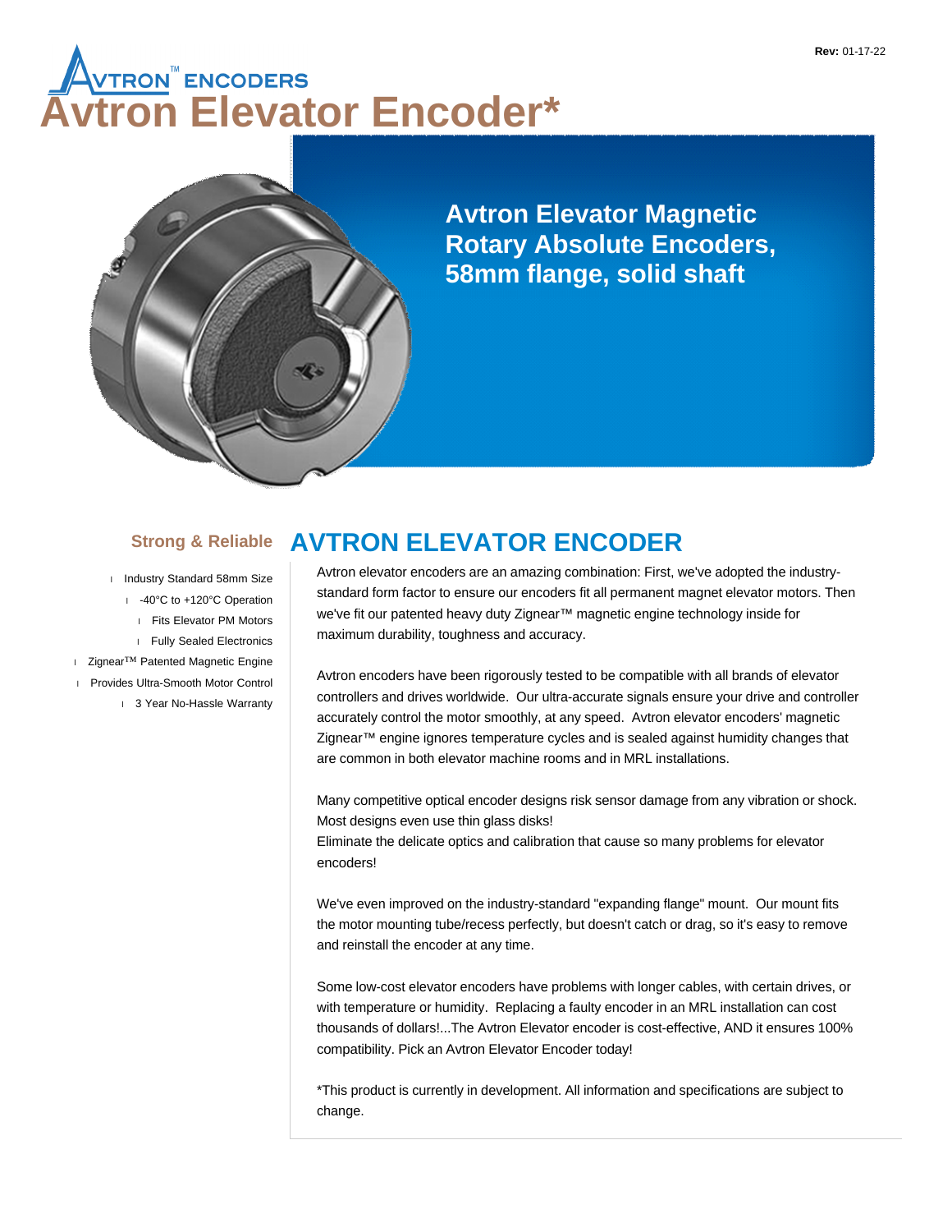AVTRON™ ENCODERS

Rev: 01-17-22

# Avtron Elevator Encoder*

**Avtron Elevator Magnetic Rotary Absolute Encoders, 58mm flange, solid shaft**

### Strong & Reliable

- Industry Standard 58mm Size
- -40°C to +120°C Operation
- Fits Elevator PM Motors
- Fully Sealed Electronics
- Zignear™ Patented Magnetic Engine
- Provides Ultra-Smooth Motor Control
- 3 Year No-Hassle Warranty

## AVTRON ELEVATOR ENCODER

Avtron elevator encoders are an amazing combination: First, we've adopted the industry-standard form factor to ensure our encoders fit all permanent magnet elevator motors. Then we've fit our patented heavy duty Zignear™ magnetic engine technology inside for maximum durability, toughness and accuracy.

Avtron encoders have been rigorously tested to be compatible with all brands of elevator controllers and drives worldwide. Our ultra-accurate signals ensure your drive and controller accurately control the motor smoothly, at any speed. Avtron elevator encoders' magnetic Zignear™ engine ignores temperature cycles and is sealed against humidity changes that are common in both elevator machine rooms and in MRL installations.

Many competitive optical encoder designs risk sensor damage from any vibration or shock. Most designs even use thin glass disks!
Eliminate the delicate optics and calibration that cause so many problems for elevator encoders!

We've even improved on the industry-standard "expanding flange" mount. Our mount fits the motor mounting tube/recess perfectly, but doesn't catch or drag, so it's easy to remove and reinstall the encoder at any time.

Some low-cost elevator encoders have problems with longer cables, with certain drives, or with temperature or humidity. Replacing a faulty encoder in an MRL installation can cost thousands of dollars!...The Avtron Elevator encoder is cost-effective, AND it ensures 100% compatibility. Pick an Avtron Elevator Encoder today!

*This product is currently in development. All information and specifications are subject to change.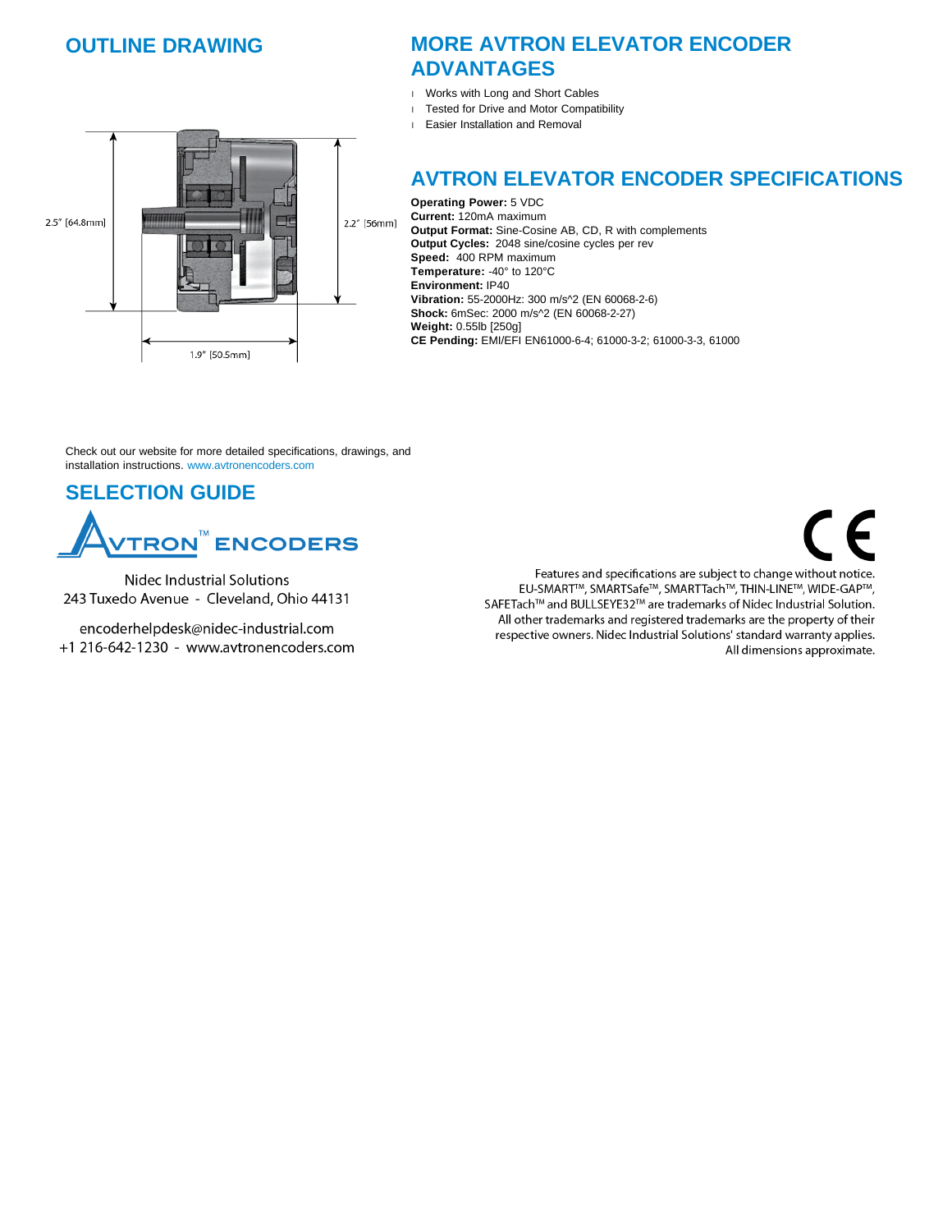## OUTLINE DRAWING

2.5" [64.8mm]

2.2" [56mm]

1.9" [50.5mm]

## MORE AVTRON ELEVATOR ENCODER ADVANTAGES

- Works with Long and Short Cables
- Tested for Drive and Motor Compatibility
- Easier Installation and Removal

## AVTRON ELEVATOR ENCODER SPECIFICATIONS

**Operating Power:** 5 VDC
**Current:** 120mA maximum
**Output Format:** Sine-Cosine AB, CD, R with complements
**Output Cycles:** 2048 sine/cosine cycles per rev
**Speed:** 400 RPM maximum
**Temperature:** -40° to 120°C
**Environment:** IP40
**Vibration:** 55-2000Hz: 300 m/s^2 (EN 60068-2-6)
**Shock:** 6mSec: 2000 m/s^2 (EN 60068-2-27)
**Weight:** 0.55lb [250g]
**CE Pending:** EMI/EFI EN61000-6-4; 61000-3-2; 61000-3-3, 61000

Check out our website for more detailed specifications, drawings, and installation instructions. www.avtronencoders.com

## SELECTION GUIDE

AVTRON™ ENCODERS

Nidec Industrial Solutions
243 Tuxedo Avenue - Cleveland, Ohio 44131

encoderhelpdesk@nidec-industrial.com
+1 216-642-1230 - www.avtronencoders.com

CE

Features and specifications are subject to change without notice. EU-SMART™, SMARTSafe™, SMARTTach™, THIN-LINE™, WIDE-GAP™, SAFETach™ and BULLSEYE32™ are trademarks of Nidec Industrial Solution. All other trademarks and registered trademarks are the property of their respective owners. Nidec Industrial Solutions' standard warranty applies. All dimensions approximate.